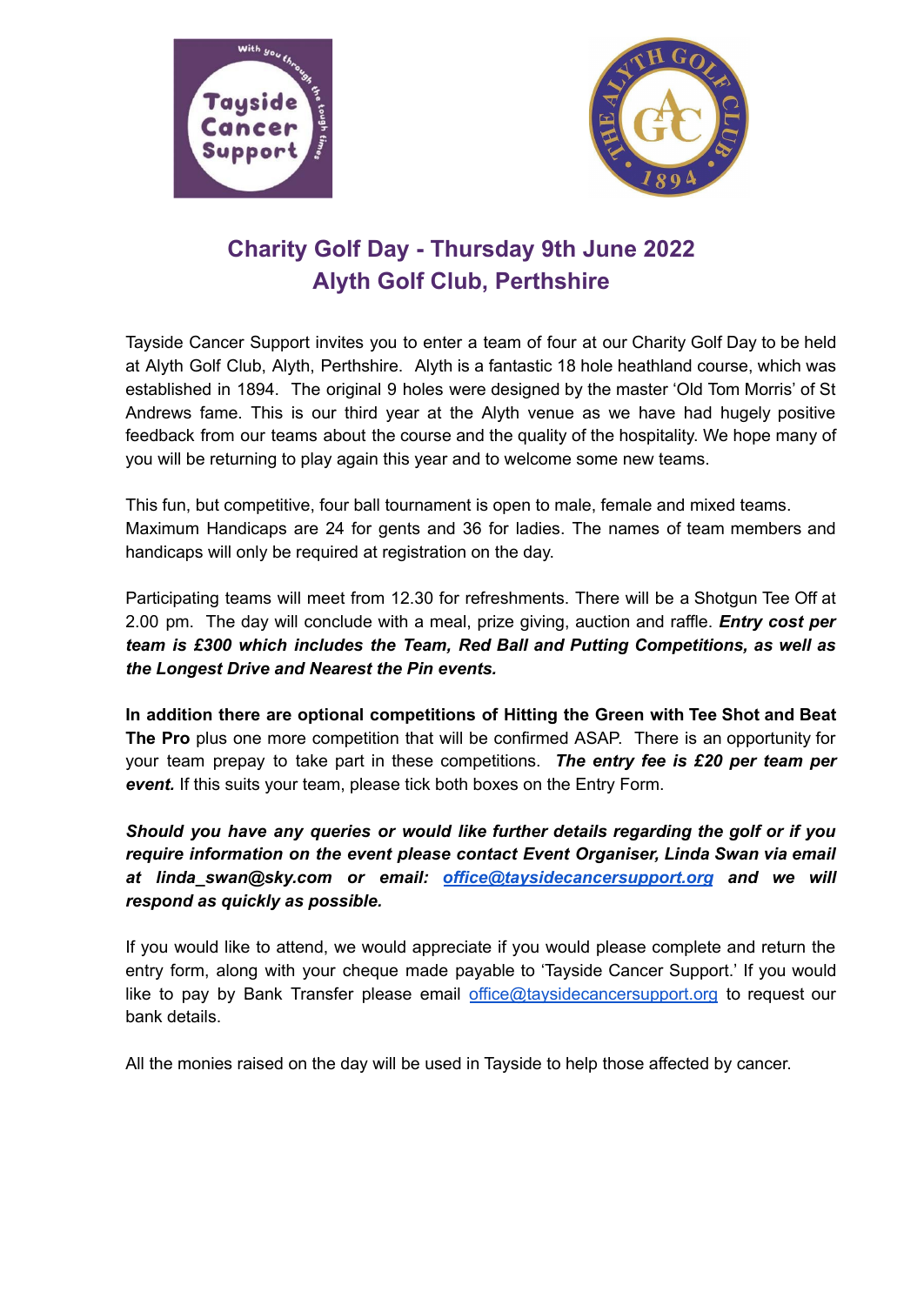# Charity Golf Day - Thursday 9th June 2022
## Alyth Golf Club, Perthshire

Tayside Cancer Support invites you to enter a team of four at our Charity Golf Day to be held at Alyth Golf Club, Alyth, Perthshire. Alyth is a fantastic 18 hole heathland course, which was established in 1894. The original 9 holes were designed by the master 'Old Tom Morris' of St Andrews fame. This is our third year at the Alyth venue as we have had hugely positive feedback from our teams about the course and the quality of the hospitality. We hope many of you will be returning to play again this year and to welcome some new teams.

This fun, but competitive, four ball tournament is open to male, female and mixed teams. Maximum Handicaps are 24 for gents and 36 for ladies. The names of team members and handicaps will only be required at registration on the day.

Participating teams will meet from 12.30 for refreshments. There will be a Shotgun Tee Off at 2.00 pm. The day will conclude with a meal, prize giving, auction and raffle. ***Entry cost per team is £300 which includes the Team, Red Ball and Putting Competitions, as well as the Longest Drive and Nearest the Pin events.***

**In addition there are optional competitions of Hitting the Green with Tee Shot and Beat The Pro** plus one more competition that will be confirmed ASAP. There is an opportunity for your team prepay to take part in these competitions. ***The entry fee is £20 per team per event.*** If this suits your team, please tick both boxes on the Entry Form.

***Should you have any queries or would like further details regarding the golf or if you require information on the event please contact Event Organiser, Linda Swan via email at linda_swan@sky.com or email: office@taysidecancersupport.org and we will respond as quickly as possible.***

If you would like to attend, we would appreciate if you would please complete and return the entry form, along with your cheque made payable to 'Tayside Cancer Support.' If you would like to pay by Bank Transfer please email office@taysidecancersupport.org to request our bank details.

All the monies raised on the day will be used in Tayside to help those affected by cancer.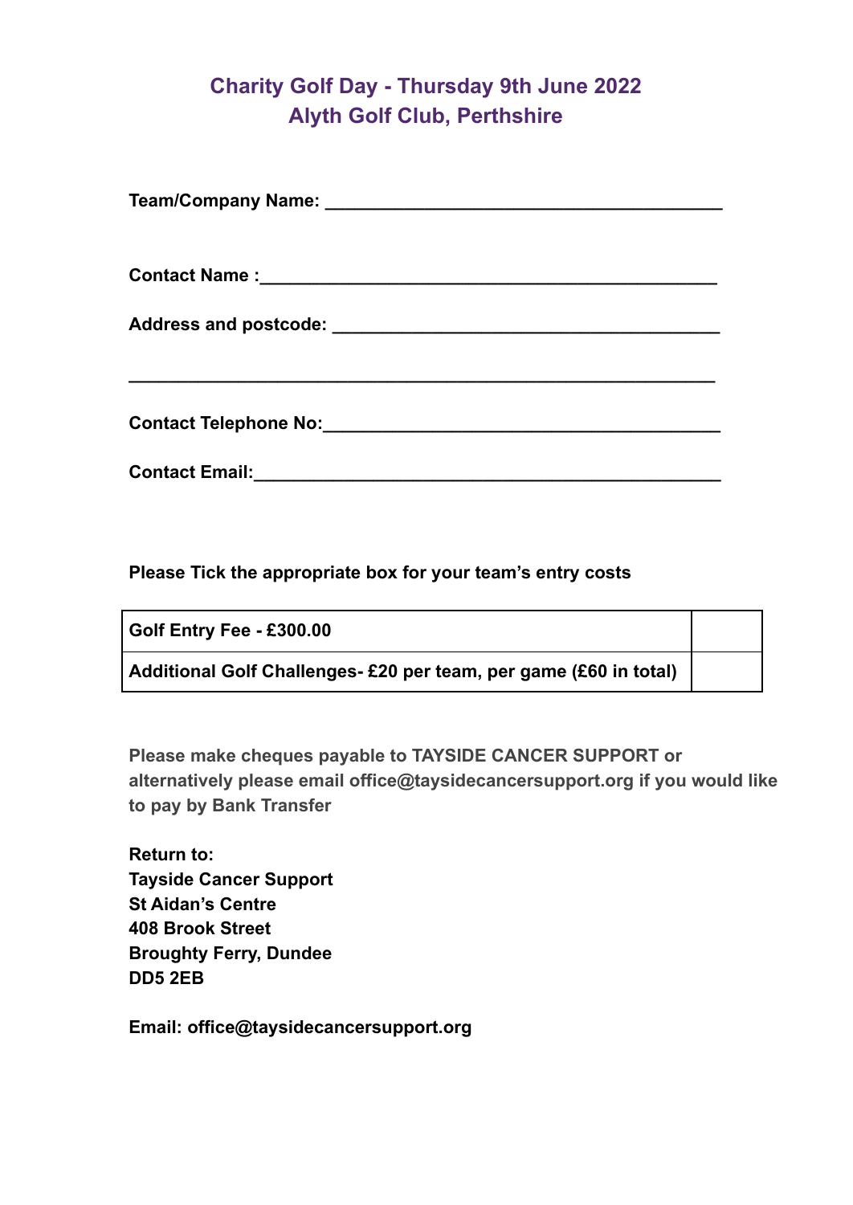## Charity Golf Day - Thursday 9th June 2022
## Alyth Golf Club, Perthshire

**Team/Company Name:** ________________________________________

**Contact Name :**________________________________________________

**Address and postcode:** ________________________________________

____________________________________________________________

**Contact Telephone No:**________________________________________

**Contact Email:**_________________________________________________

**Please Tick the appropriate box for your team's entry costs**

| | |
|---|---|
| **Golf Entry Fee - £300.00** | |
| **Additional Golf Challenges- £20 per team, per game (£60 in total)** | |

**Please make cheques payable to TAYSIDE CANCER SUPPORT or alternatively please email office@taysidecancersupport.org if you would like to pay by Bank Transfer**

**Return to:**
**Tayside Cancer Support**
**St Aidan's Centre**
**408 Brook Street**
**Broughty Ferry, Dundee**
**DD5 2EB**

**Email: office@taysidecancersupport.org**